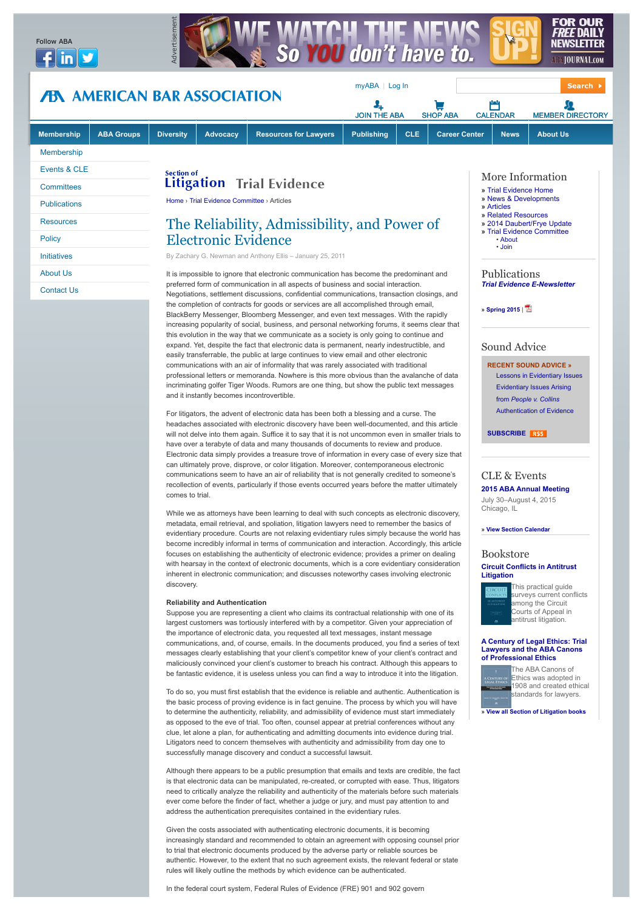Section of Litigation **Trial Evidence**

Home › Trial Evidence Committee › Articles

# The Reliability, Admissibility, and Power of Electronic Evidence

By Zachary G. Newman and Anthony Ellis – January 25, 2011

It is impossible to ignore that electronic communication has become the predominant and preferred form of communication in all aspects of business and social interaction. Negotiations, settlement discussions, confidential communications, transaction closings, and the completion of contracts for goods or services are all accomplished through email, BlackBerry Messenger, Bloomberg Messenger, and even text messages. With the rapidly increasing popularity of social, business, and personal networking forums, it seems clear that this evolution in the way that we communicate as a society is only going to continue and expand. Yet, despite the fact that electronic data is permanent, nearly indestructible, and easily transferrable, the public at large continues to view email and other electronic communications with an air of informality that was rarely associated with traditional professional letters or memoranda. Nowhere is this more obvious than the avalanche of data incriminating golfer Tiger Woods. Rumors are one thing, but show the public text messages and it instantly becomes incontrovertible.

For litigators, the advent of electronic data has been both a blessing and a curse. The headaches associated with electronic discovery have been well-documented, and this article will not delve into them again. Suffice it to say that it is not uncommon even in smaller trials to have over a terabyte of data and many thousands of documents to review and produce. Electronic data simply provides a treasure trove of information in every case of every size that can ultimately prove, disprove, or color litigation. Moreover, contemporaneous electronic communications seem to have an air of reliability that is not generally credited to someone's recollection of events, particularly if those events occurred years before the matter ultimately comes to trial.

While we as attorneys have been learning to deal with such concepts as electronic discovery, metadata, email retrieval, and spoliation, litigation lawyers need to remember the basics of evidentiary procedure. Courts are not relaxing evidentiary rules simply because the world has become incredibly informal in terms of communication and interaction. Accordingly, this article focuses on establishing the authenticity of electronic evidence; provides a primer on dealing with hearsay in the context of electronic documents, which is a core evidentiary consideration inherent in electronic communication; and discusses noteworthy cases involving electronic discovery.

**Reliability and Authentication**

Suppose you are representing a client who claims its contractual relationship with one of its largest customers was tortiously interfered with by a competitor. Given your appreciation of the importance of electronic data, you requested all text messages, instant message communications, and, of course, emails. In the documents produced, you find a series of text messages clearly establishing that your client's competitor knew of your client's contract and maliciously convinced your client's customer to breach his contract. Although this appears to be fantastic evidence, it is useless unless you can find a way to introduce it into the litigation.

To do so, you must first establish that the evidence is reliable and authentic. Authentication is the basic process of proving evidence is in fact genuine. The process by which you will have to determine the authenticity, reliability, and admissibility of evidence must start immediately as opposed to the eve of trial. Too often, counsel appear at pretrial conferences without any clue, let alone a plan, for authenticating and admitting documents into evidence during trial. Litigators need to concern themselves with authenticity and admissibility from day one to successfully manage discovery and conduct a successful lawsuit.

Although there appears to be a public presumption that emails and texts are credible, the fact is that electronic data can be manipulated, re-created, or corrupted with ease. Thus, litigators need to critically analyze the reliability and authenticity of the materials before such materials ever come before the finder of fact, whether a judge or jury, and must pay attention to and address the authentication prerequisites contained in the evidentiary rules.

Given the costs associated with authenticating electronic documents, it is becoming increasingly standard and recommended to obtain an agreement with opposing counsel prior to trial that electronic documents produced by the adverse party or reliable sources be authentic. However, to the extent that no such agreement exists, the relevant federal or state rules will likely outline the methods by which evidence can be authenticated.

In the federal court system, Federal Rules of Evidence (FRE) 901 and 902 govern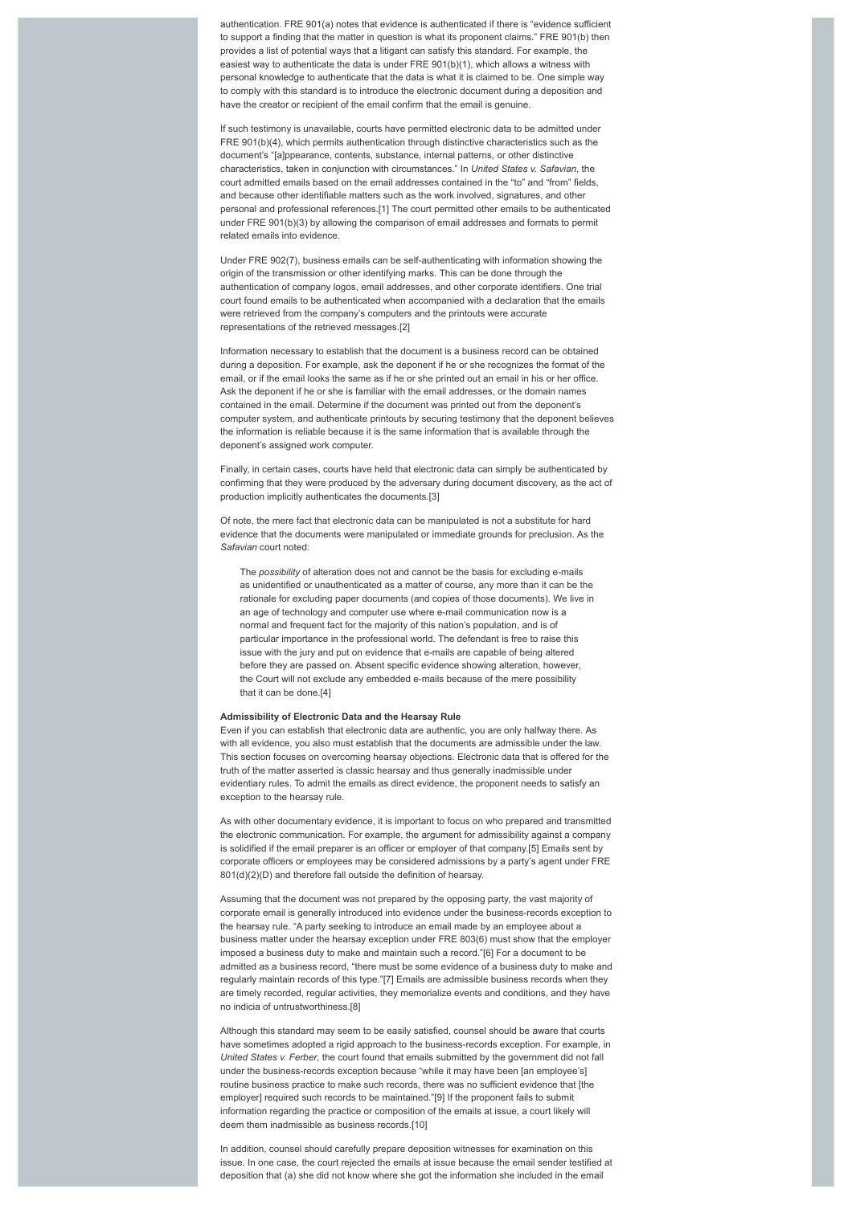authentication. FRE 901(a) notes that evidence is authenticated if there is "evidence sufficient to support a finding that the matter in question is what its proponent claims." FRE 901(b) then provides a list of potential ways that a litigant can satisfy this standard. For example, the easiest way to authenticate the data is under FRE 901(b)(1), which allows a witness with personal knowledge to authenticate that the data is what it is claimed to be. One simple way to comply with this standard is to introduce the electronic document during a deposition and have the creator or recipient of the email confirm that the email is genuine.

If such testimony is unavailable, courts have permitted electronic data to be admitted under FRE 901(b)(4), which permits authentication through distinctive characteristics such as the document's "[a]ppearance, contents, substance, internal patterns, or other distinctive characteristics, taken in conjunction with circumstances." In *United States v. Safavian*, the court admitted emails based on the email addresses contained in the "to" and "from" fields, and because other identifiable matters such as the work involved, signatures, and other personal and professional references.[1] The court permitted other emails to be authenticated under FRE 901(b)(3) by allowing the comparison of email addresses and formats to permit related emails into evidence.

Under FRE 902(7), business emails can be self-authenticating with information showing the origin of the transmission or other identifying marks. This can be done through the authentication of company logos, email addresses, and other corporate identifiers. One trial court found emails to be authenticated when accompanied with a declaration that the emails were retrieved from the company's computers and the printouts were accurate representations of the retrieved messages.[2]

Information necessary to establish that the document is a business record can be obtained during a deposition. For example, ask the deponent if he or she recognizes the format of the email, or if the email looks the same as if he or she printed out an email in his or her office. Ask the deponent if he or she is familiar with the email addresses, or the domain names contained in the email. Determine if the document was printed out from the deponent's computer system, and authenticate printouts by securing testimony that the deponent believes the information is reliable because it is the same information that is available through the deponent's assigned work computer.

Finally, in certain cases, courts have held that electronic data can simply be authenticated by confirming that they were produced by the adversary during document discovery, as the act of production implicitly authenticates the documents.[3]

Of note, the mere fact that electronic data can be manipulated is not a substitute for hard evidence that the documents were manipulated or immediate grounds for preclusion. As the *Safavian* court noted:

> The *possibility* of alteration does not and cannot be the basis for excluding e-mails as unidentified or unauthenticated as a matter of course, any more than it can be the rationale for excluding paper documents (and copies of those documents). We live in an age of technology and computer use where e-mail communication now is a normal and frequent fact for the majority of this nation's population, and is of particular importance in the professional world. The defendant is free to raise this issue with the jury and put on evidence that e-mails are capable of being altered before they are passed on. Absent specific evidence showing alteration, however, the Court will not exclude any embedded e-mails because of the mere possibility that it can be done.[4]

**Admissibility of Electronic Data and the Hearsay Rule**

Even if you can establish that electronic data are authentic, you are only halfway there. As with all evidence, you also must establish that the documents are admissible under the law. This section focuses on overcoming hearsay objections. Electronic data that is offered for the truth of the matter asserted is classic hearsay and thus generally inadmissible under evidentiary rules. To admit the emails as direct evidence, the proponent needs to satisfy an exception to the hearsay rule.

As with other documentary evidence, it is important to focus on who prepared and transmitted the electronic communication. For example, the argument for admissibility against a company is solidified if the email preparer is an officer or employer of that company.[5] Emails sent by corporate officers or employees may be considered admissions by a party's agent under FRE 801(d)(2)(D) and therefore fall outside the definition of hearsay.

Assuming that the document was not prepared by the opposing party, the vast majority of corporate email is generally introduced into evidence under the business-records exception to the hearsay rule. "A party seeking to introduce an email made by an employee about a business matter under the hearsay exception under FRE 803(6) must show that the employer imposed a business duty to make and maintain such a record."[6] For a document to be admitted as a business record, "there must be some evidence of a business duty to make and regularly maintain records of this type."[7] Emails are admissible business records when they are timely recorded, regular activities, they memorialize events and conditions, and they have no indicia of untrustworthiness.[8]

Although this standard may seem to be easily satisfied, counsel should be aware that courts have sometimes adopted a rigid approach to the business-records exception. For example, in *United States v. Ferber*, the court found that emails submitted by the government did not fall under the business-records exception because "while it may have been [an employee's] routine business practice to make such records, there was no sufficient evidence that [the employer] required such records to be maintained."[9] If the proponent fails to submit information regarding the practice or composition of the emails at issue, a court likely will deem them inadmissible as business records.[10]

In addition, counsel should carefully prepare deposition witnesses for examination on this issue. In one case, the court rejected the emails at issue because the email sender testified at deposition that (a) she did not know where she got the information she included in the email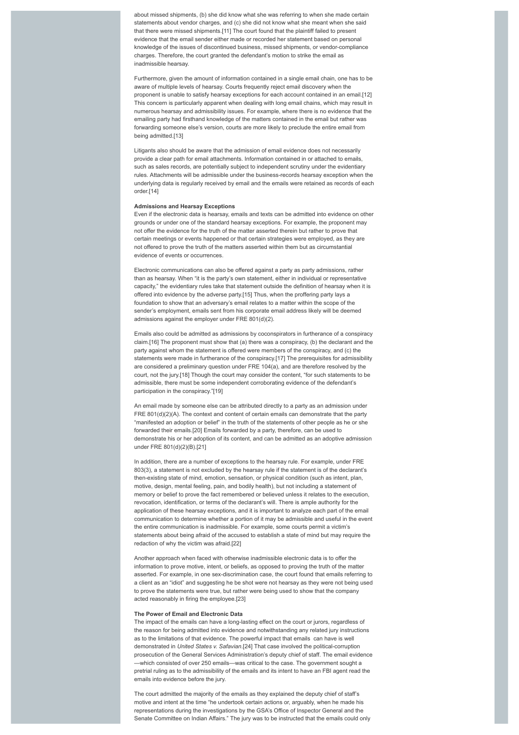about missed shipments, (b) she did know what she was referring to when she made certain statements about vendor charges, and (c) she did not know what she meant when she said that there were missed shipments.[11] The court found that the plaintiff failed to present evidence that the email sender either made or recorded her statement based on personal knowledge of the issues of discontinued business, missed shipments, or vendor-compliance charges. Therefore, the court granted the defendant's motion to strike the email as inadmissible hearsay.

Furthermore, given the amount of information contained in a single email chain, one has to be aware of multiple levels of hearsay. Courts frequently reject email discovery when the proponent is unable to satisfy hearsay exceptions for each account contained in an email.[12] This concern is particularly apparent when dealing with long email chains, which may result in numerous hearsay and admissibility issues. For example, where there is no evidence that the emailing party had firsthand knowledge of the matters contained in the email but rather was forwarding someone else's version, courts are more likely to preclude the entire email from being admitted.[13]

Litigants also should be aware that the admission of email evidence does not necessarily provide a clear path for email attachments. Information contained in or attached to emails, such as sales records, are potentially subject to independent scrutiny under the evidentiary rules. Attachments will be admissible under the business-records hearsay exception when the underlying data is regularly received by email and the emails were retained as records of each order.[14]

**Admissions and Hearsay Exceptions**

Even if the electronic data is hearsay, emails and texts can be admitted into evidence on other grounds or under one of the standard hearsay exceptions. For example, the proponent may not offer the evidence for the truth of the matter asserted therein but rather to prove that certain meetings or events happened or that certain strategies were employed, as they are not offered to prove the truth of the matters asserted within them but as circumstantial evidence of events or occurrences.

Electronic communications can also be offered against a party as party admissions, rather than as hearsay. When "it is the party's own statement, either in individual or representative capacity," the evidentiary rules take that statement outside the definition of hearsay when it is offered into evidence by the adverse party.[15] Thus, when the proffering party lays a foundation to show that an adversary's email relates to a matter within the scope of the sender's employment, emails sent from his corporate email address likely will be deemed admissions against the employer under FRE 801(d)(2).

Emails also could be admitted as admissions by coconspirators in furtherance of a conspiracy claim.[16] The proponent must show that (a) there was a conspiracy, (b) the declarant and the party against whom the statement is offered were members of the conspiracy, and (c) the statements were made in furtherance of the conspiracy.[17] The prerequisites for admissibility are considered a preliminary question under FRE 104(a), and are therefore resolved by the court, not the jury.[18] Though the court may consider the content, "for such statements to be admissible, there must be some independent corroborating evidence of the defendant's participation in the conspiracy."[19]

An email made by someone else can be attributed directly to a party as an admission under FRE 801(d)(2)(A). The context and content of certain emails can demonstrate that the party "manifested an adoption or belief" in the truth of the statements of other people as he or she forwarded their emails.[20] Emails forwarded by a party, therefore, can be used to demonstrate his or her adoption of its content, and can be admitted as an adoptive admission under FRE 801(d)(2)(B).[21]

In addition, there are a number of exceptions to the hearsay rule. For example, under FRE 803(3), a statement is not excluded by the hearsay rule if the statement is of the declarant's then-existing state of mind, emotion, sensation, or physical condition (such as intent, plan, motive, design, mental feeling, pain, and bodily health), but not including a statement of memory or belief to prove the fact remembered or believed unless it relates to the execution, revocation, identification, or terms of the declarant's will. There is ample authority for the application of these hearsay exceptions, and it is important to analyze each part of the email communication to determine whether a portion of it may be admissible and useful in the event the entire communication is inadmissible. For example, some courts permit a victim's statements about being afraid of the accused to establish a state of mind but may require the redaction of why the victim was afraid.[22]

Another approach when faced with otherwise inadmissible electronic data is to offer the information to prove motive, intent, or beliefs, as opposed to proving the truth of the matter asserted. For example, in one sex-discrimination case, the court found that emails referring to a client as an "idiot" and suggesting he be shot were not hearsay as they were not being used to prove the statements were true, but rather were being used to show that the company acted reasonably in firing the employee.[23]

**The Power of Email and Electronic Data**

The impact of the emails can have a long-lasting effect on the court or jurors, regardless of the reason for being admitted into evidence and notwithstanding any related jury instructions as to the limitations of that evidence. The powerful impact that emails can have is well demonstrated in *United States v. Safavian*.[24] That case involved the political-corruption prosecution of the General Services Administration's deputy chief of staff. The email evidence —which consisted of over 250 emails—was critical to the case. The government sought a pretrial ruling as to the admissibility of the emails and its intent to have an FBI agent read the emails into evidence before the jury.

The court admitted the majority of the emails as they explained the deputy chief of staff's motive and intent at the time "he undertook certain actions or, arguably, when he made his representations during the investigations by the GSA's Office of Inspector General and the Senate Committee on Indian Affairs." The jury was to be instructed that the emails could only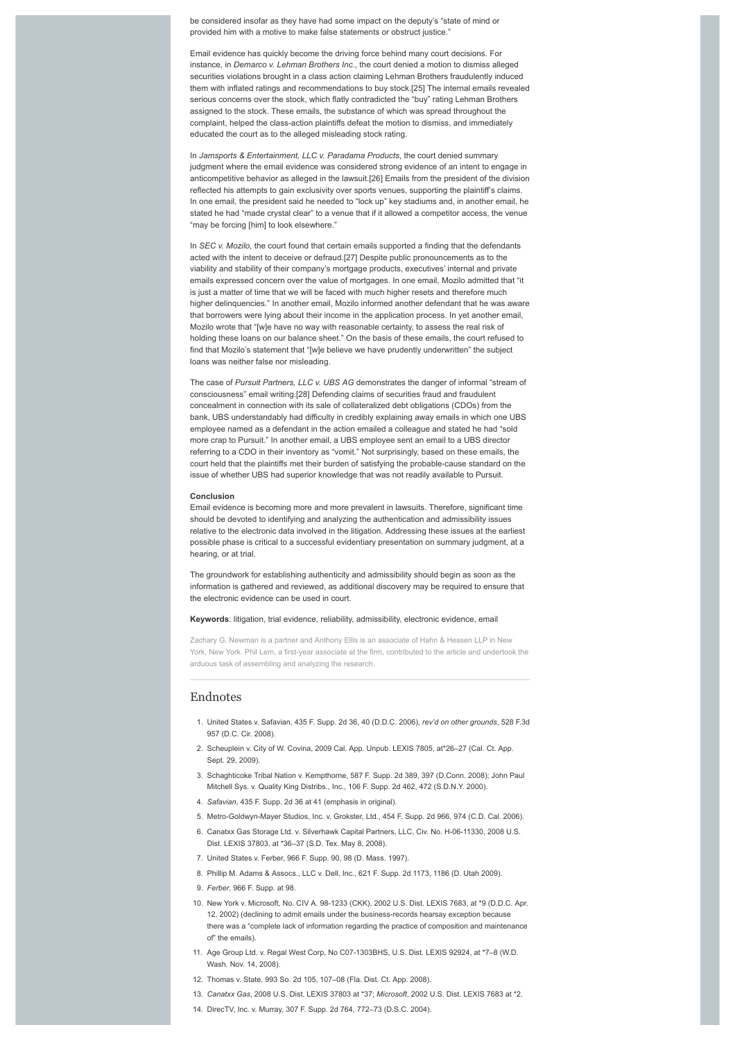be considered insofar as they have had some impact on the deputy's "state of mind or provided him with a motive to make false statements or obstruct justice."

Email evidence has quickly become the driving force behind many court decisions. For instance, in *Demarco v. Lehman Brothers Inc.*, the court denied a motion to dismiss alleged securities violations brought in a class action claiming Lehman Brothers fraudulently induced them with inflated ratings and recommendations to buy stock.[25] The internal emails revealed serious concerns over the stock, which flatly contradicted the "buy" rating Lehman Brothers assigned to the stock. These emails, the substance of which was spread throughout the complaint, helped the class-action plaintiffs defeat the motion to dismiss, and immediately educated the court as to the alleged misleading stock rating.

In *Jamsports & Entertainment, LLC v. Paradama Products*, the court denied summary judgment where the email evidence was considered strong evidence of an intent to engage in anticompetitive behavior as alleged in the lawsuit.[26] Emails from the president of the division reflected his attempts to gain exclusivity over sports venues, supporting the plaintiff's claims. In one email, the president said he needed to "lock up" key stadiums and, in another email, he stated he had "made crystal clear" to a venue that if it allowed a competitor access, the venue "may be forcing [him] to look elsewhere."

In *SEC v. Mozilo*, the court found that certain emails supported a finding that the defendants acted with the intent to deceive or defraud.[27] Despite public pronouncements as to the viability and stability of their company's mortgage products, executives' internal and private emails expressed concern over the value of mortgages. In one email, Mozilo admitted that "it is just a matter of time that we will be faced with much higher resets and therefore much higher delinquencies." In another email, Mozilo informed another defendant that he was aware that borrowers were lying about their income in the application process. In yet another email, Mozilo wrote that "[w]e have no way with reasonable certainty, to assess the real risk of holding these loans on our balance sheet." On the basis of these emails, the court refused to find that Mozilo's statement that "[w]e believe we have prudently underwritten" the subject loans was neither false nor misleading.

The case of *Pursuit Partners, LLC v. UBS AG* demonstrates the danger of informal "stream of consciousness" email writing.[28] Defending claims of securities fraud and fraudulent concealment in connection with its sale of collateralized debt obligations (CDOs) from the bank, UBS understandably had difficulty in credibly explaining away emails in which one UBS employee named as a defendant in the action emailed a colleague and stated he had "sold more crap to Pursuit." In another email, a UBS employee sent an email to a UBS director referring to a CDO in their inventory as "vomit." Not surprisingly, based on these emails, the court held that the plaintiffs met their burden of satisfying the probable-cause standard on the issue of whether UBS had superior knowledge that was not readily available to Pursuit.

**Conclusion**

Email evidence is becoming more and more prevalent in lawsuits. Therefore, significant time should be devoted to identifying and analyzing the authentication and admissibility issues relative to the electronic data involved in the litigation. Addressing these issues at the earliest possible phase is critical to a successful evidentiary presentation on summary judgment, at a hearing, or at trial.

The groundwork for establishing authenticity and admissibility should begin as soon as the information is gathered and reviewed, as additional discovery may be required to ensure that the electronic evidence can be used in court.

**Keywords**: litigation, trial evidence, reliability, admissibility, electronic evidence, email

Zachary G. Newman is a partner and Anthony Ellis is an associate of Hahn & Hessen LLP in New York, New York. Phil Lem, a first-year associate at the firm, contributed to the article and undertook the arduous task of assembling and analyzing the research.

## Endnotes

1. United States v. Safavian, 435 F. Supp. 2d 36, 40 (D.D.C. 2006), *rev'd on other grounds*, 528 F.3d 957 (D.C. Cir. 2008).
2. Scheuplein v. City of W. Covina, 2009 Cal. App. Unpub. LEXIS 7805, at*26–27 (Cal. Ct. App. Sept. 29, 2009).
3. Schaghticoke Tribal Nation v. Kempthorne, 587 F. Supp. 2d 389, 397 (D.Conn. 2008); John Paul Mitchell Sys. v. Quality King Distribs., Inc., 106 F. Supp. 2d 462, 472 (S.D.N.Y. 2000).
4. *Safavian*, 435 F. Supp. 2d 36 at 41 (emphasis in original).
5. Metro-Goldwyn-Mayer Studios, Inc. v. Grokster, Ltd., 454 F. Supp. 2d 966, 974 (C.D. Cal. 2006).
6. Canatxx Gas Storage Ltd. v. Silverhawk Capital Partners, LLC, Civ. No. H-06-11330, 2008 U.S. Dist. LEXIS 37803, at *36–37 (S.D. Tex. May 8, 2008).
7. United States v. Ferber, 966 F. Supp. 90, 98 (D. Mass. 1997).
8. Phillip M. Adams & Assocs., LLC v. Dell, Inc., 621 F. Supp. 2d 1173, 1186 (D. Utah 2009).
9. *Ferber*, 966 F. Supp. at 98.
10. New York v. Microsoft, No. CIV A. 98-1233 (CKK), 2002 U.S. Dist. LEXIS 7683, at *9 (D.D.C. Apr. 12, 2002) (declining to admit emails under the business-records hearsay exception because there was a "complete lack of information regarding the practice of composition and maintenance of" the emails).
11. Age Group Ltd. v. Regal West Corp, No C07-1303BHS, U.S. Dist. LEXIS 92924, at *7–8 (W.D. Wash. Nov. 14, 2008).
12. Thomas v. State, 993 So. 2d 105, 107–08 (Fla. Dist. Ct. App. 2008).
13. *Canatxx Gas*, 2008 U.S. Dist. LEXIS 37803 at *37; *Microsoft*, 2002 U.S. Dist. LEXIS 7683 at *2.
14. DirecTV, Inc. v. Murray, 307 F. Supp. 2d 764, 772–73 (D.S.C. 2004).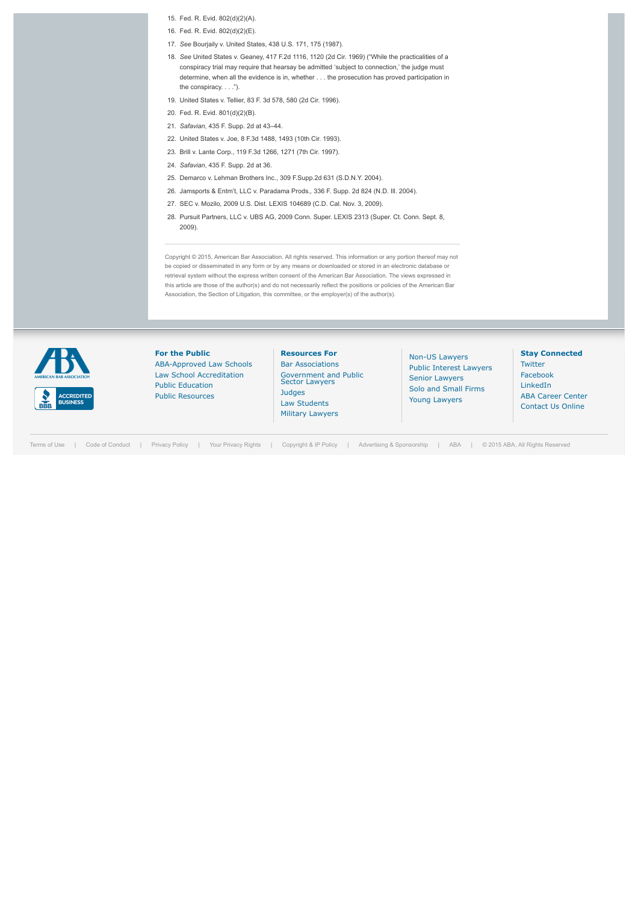15. Fed. R. Evid. 802(d)(2)(A).
16. Fed. R. Evid. 802(d)(2)(E).
17. *See* Bourjaily v. United States, 438 U.S. 171, 175 (1987).
18. *See* United States v. Geaney, 417 F.2d 1116, 1120 (2d Cir. 1969) ("While the practicalities of a conspiracy trial may require that hearsay be admitted 'subject to connection,' the judge must determine, when all the evidence is in, whether . . . the prosecution has proved participation in the conspiracy. . . .").
19. United States v. Tellier, 83 F. 3d 578, 580 (2d Cir. 1996).
20. Fed. R. Evid. 801(d)(2)(B).
21. *Safavian*, 435 F. Supp. 2d at 43–44.
22. United States v. Joe, 8 F.3d 1488, 1493 (10th Cir. 1993).
23. Brill v. Lante Corp., 119 F.3d 1266, 1271 (7th Cir. 1997).
24. *Safavian*, 435 F. Supp. 2d at 36.
25. Demarco v. Lehman Brothers Inc., 309 F.Supp.2d 631 (S.D.N.Y. 2004).
26. Jamsports & Entm't, LLC v. Paradama Prods., 336 F. Supp. 2d 824 (N.D. Ill. 2004).
27. SEC v. Mozilo, 2009 U.S. Dist. LEXIS 104689 (C.D. Cal. Nov. 3, 2009).
28. Pursuit Partners, LLC v. UBS AG, 2009 Conn. Super. LEXIS 2313 (Super. Ct. Conn. Sept. 8, 2009).

---

Copyright © 2015, American Bar Association. All rights reserved. This information or any portion thereof may not be copied or disseminated in any form or by any means or downloaded or stored in an electronic database or retrieval system without the express written consent of the American Bar Association. The views expressed in this article are those of the author(s) and do not necessarily reflect the positions or policies of the American Bar Association, the Section of Litigation, this committee, or the employer(s) of the author(s).

**For the Public**
ABA-Approved Law Schools
Law School Accreditation
Public Education
Public Resources

**Resources For**
Bar Associations
Government and Public Sector Lawyers
Judges
Law Students
Military Lawyers
Non-US Lawyers
Public Interest Lawyers
Senior Lawyers
Solo and Small Firms
Young Lawyers

**Stay Connected**
Twitter
Facebook
LinkedIn
ABA Career Center
Contact Us Online

Terms of Use | Code of Conduct | Privacy Policy | Your Privacy Rights | Copyright & IP Policy | Advertising & Sponsorship | ABA | © 2015 ABA, All Rights Reserved